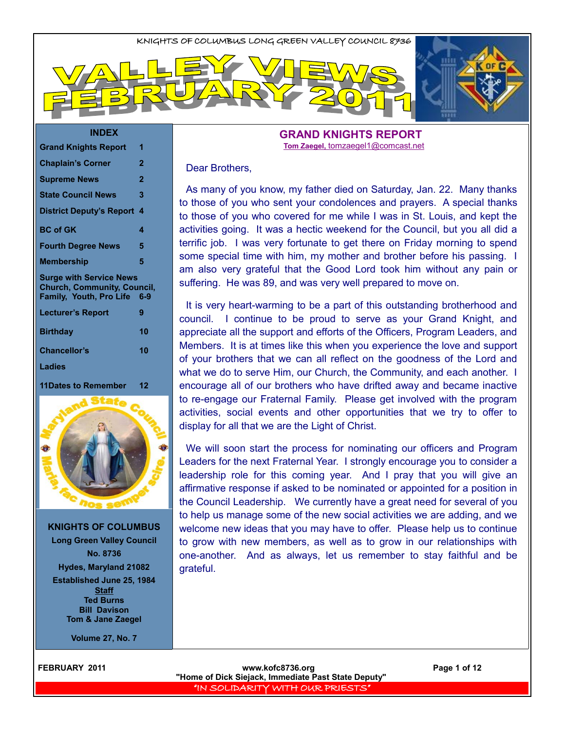KNIGHTS OF COLUMBUS LONG GREEN VALLEY COUNCIL 8736

# VALLEY VIEWS FEBRUARY 2011

## INDEX

| | |
|---|---|
| Grand Knights Report | 1 |
| Chaplain's Corner | 2 |
| Supreme News | 2 |
| State Council News | 3 |
| District Deputy's Report | 4 |
| BC of GK | 4 |
| Fourth Degree News | 5 |
| Membership | 5 |
| Surge with Service News Church, Community, Council, Family, Youth, Pro Life | 6-9 |
| Lecturer's Report | 9 |
| Birthday | 10 |
| Chancellor's | 10 |
| Ladies | |
| 11Dates to Remember | 12 |

**KNIGHTS OF COLUMBUS**
**Long Green Valley Council**
**No. 8736**
**Hydes, Maryland 21082**
**Established June 25, 1984**

**Staff**
**Ted Burns**
**Bill Davison**
**Tom & Jane Zaegel**

**Volume 27, No. 7**

## GRAND KNIGHTS REPORT

**Tom Zaegel,** tomzaegel1@comcast.net

Dear Brothers,

As many of you know, my father died on Saturday, Jan. 22. Many thanks to those of you who sent your condolences and prayers. A special thanks to those of you who covered for me while I was in St. Louis, and kept the activities going. It was a hectic weekend for the Council, but you all did a terrific job. I was very fortunate to get there on Friday morning to spend some special time with him, my mother and brother before his passing. I am also very grateful that the Good Lord took him without any pain or suffering. He was 89, and was very well prepared to move on.

It is very heart-warming to be a part of this outstanding brotherhood and council. I continue to be proud to serve as your Grand Knight, and appreciate all the support and efforts of the Officers, Program Leaders, and Members. It is at times like this when you experience the love and support of your brothers that we can all reflect on the goodness of the Lord and what we do to serve Him, our Church, the Community, and each another. I encourage all of our brothers who have drifted away and became inactive to re-engage our Fraternal Family. Please get involved with the program activities, social events and other opportunities that we try to offer to display for all that we are the Light of Christ.

We will soon start the process for nominating our officers and Program Leaders for the next Fraternal Year. I strongly encourage you to consider a leadership role for this coming year. And I pray that you will give an affirmative response if asked to be nominated or appointed for a position in the Council Leadership. We currently have a great need for several of you to help us manage some of the new social activities we are adding, and we welcome new ideas that you may have to offer. Please help us to continue to grow with new members, as well as to grow in our relationships with one-another. And as always, let us remember to stay faithful and be grateful.

www.kofc8736.org
"Home of Dick Siejack, Immediate Past State Deputy"
"IN SOLIDARITY WITH OUR PRIESTS"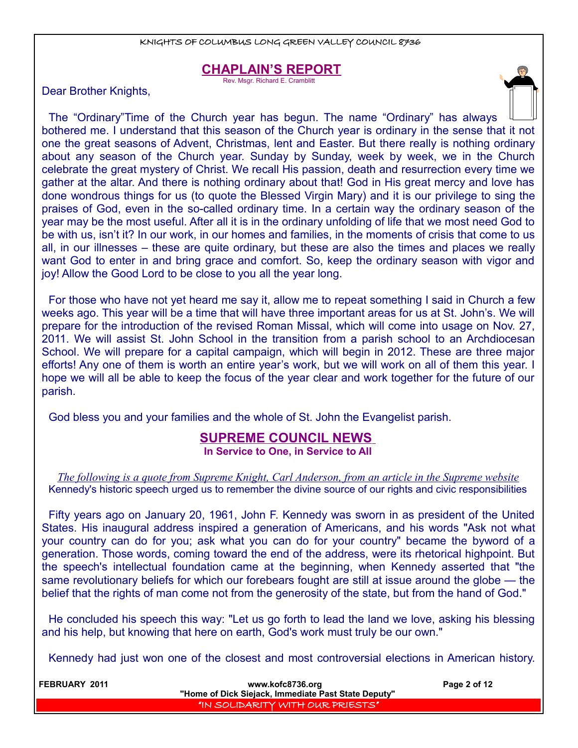## CHAPLAIN'S REPORT

Rev. Msgr. Richard E. Cramblitt

Dear Brother Knights,

The "Ordinary"Time of the Church year has begun. The name "Ordinary" has always bothered me. I understand that this season of the Church year is ordinary in the sense that it not one the great seasons of Advent, Christmas, lent and Easter. But there really is nothing ordinary about any season of the Church year. Sunday by Sunday, week by week, we in the Church celebrate the great mystery of Christ. We recall His passion, death and resurrection every time we gather at the altar. And there is nothing ordinary about that! God in His great mercy and love has done wondrous things for us (to quote the Blessed Virgin Mary) and it is our privilege to sing the praises of God, even in the so-called ordinary time. In a certain way the ordinary season of the year may be the most useful. After all it is in the ordinary unfolding of life that we most need God to be with us, isn't it? In our work, in our homes and families, in the moments of crisis that come to us all, in our illnesses – these are quite ordinary, but these are also the times and places we really want God to enter in and bring grace and comfort. So, keep the ordinary season with vigor and joy! Allow the Good Lord to be close to you all the year long.

For those who have not yet heard me say it, allow me to repeat something I said in Church a few weeks ago. This year will be a time that will have three important areas for us at St. John's. We will prepare for the introduction of the revised Roman Missal, which will come into usage on Nov. 27, 2011. We will assist St. John School in the transition from a parish school to an Archdiocesan School. We will prepare for a capital campaign, which will begin in 2012. These are three major efforts! Any one of them is worth an entire year's work, but we will work on all of them this year. I hope we will all be able to keep the focus of the year clear and work together for the future of our parish.

God bless you and your families and the whole of St. John the Evangelist parish.

## SUPREME COUNCIL NEWS

**In Service to One, in Service to All**

*The following is a quote from Supreme Knight, Carl Anderson, from an article in the Supreme website*

Kennedy's historic speech urged us to remember the divine source of our rights and civic responsibilities

Fifty years ago on January 20, 1961, John F. Kennedy was sworn in as president of the United States. His inaugural address inspired a generation of Americans, and his words "Ask not what your country can do for you; ask what you can do for your country" became the byword of a generation. Those words, coming toward the end of the address, were its rhetorical highpoint. But the speech's intellectual foundation came at the beginning, when Kennedy asserted that "the same revolutionary beliefs for which our forebears fought are still at issue around the globe — the belief that the rights of man come not from the generosity of the state, but from the hand of God."

He concluded his speech this way: "Let us go forth to lead the land we love, asking his blessing and his help, but knowing that here on earth, God's work must truly be our own."

Kennedy had just won one of the closest and most controversial elections in American history.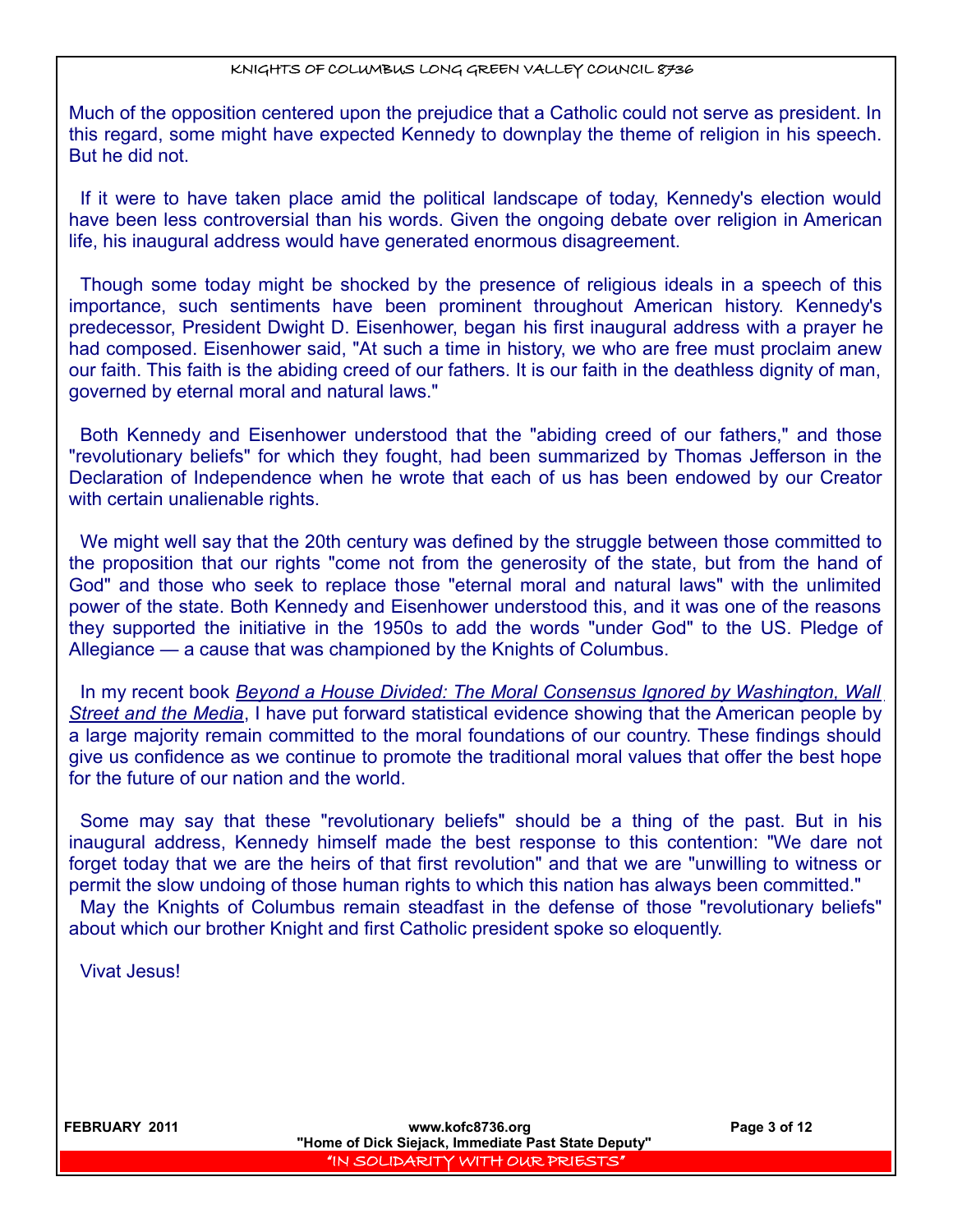Much of the opposition centered upon the prejudice that a Catholic could not serve as president. In this regard, some might have expected Kennedy to downplay the theme of religion in his speech. But he did not.

If it were to have taken place amid the political landscape of today, Kennedy's election would have been less controversial than his words. Given the ongoing debate over religion in American life, his inaugural address would have generated enormous disagreement.

Though some today might be shocked by the presence of religious ideals in a speech of this importance, such sentiments have been prominent throughout American history. Kennedy's predecessor, President Dwight D. Eisenhower, began his first inaugural address with a prayer he had composed. Eisenhower said, "At such a time in history, we who are free must proclaim anew our faith. This faith is the abiding creed of our fathers. It is our faith in the deathless dignity of man, governed by eternal moral and natural laws."

Both Kennedy and Eisenhower understood that the "abiding creed of our fathers," and those "revolutionary beliefs" for which they fought, had been summarized by Thomas Jefferson in the Declaration of Independence when he wrote that each of us has been endowed by our Creator with certain unalienable rights.

We might well say that the 20th century was defined by the struggle between those committed to the proposition that our rights "come not from the generosity of the state, but from the hand of God" and those who seek to replace those "eternal moral and natural laws" with the unlimited power of the state. Both Kennedy and Eisenhower understood this, and it was one of the reasons they supported the initiative in the 1950s to add the words "under God" to the US. Pledge of Allegiance — a cause that was championed by the Knights of Columbus.

In my recent book *Beyond a House Divided: The Moral Consensus Ignored by Washington, Wall Street and the Media*, I have put forward statistical evidence showing that the American people by a large majority remain committed to the moral foundations of our country. These findings should give us confidence as we continue to promote the traditional moral values that offer the best hope for the future of our nation and the world.

Some may say that these "revolutionary beliefs" should be a thing of the past. But in his inaugural address, Kennedy himself made the best response to this contention: "We dare not forget today that we are the heirs of that first revolution" and that we are "unwilling to witness or permit the slow undoing of those human rights to which this nation has always been committed."

May the Knights of Columbus remain steadfast in the defense of those "revolutionary beliefs" about which our brother Knight and first Catholic president spoke so eloquently.

Vivat Jesus!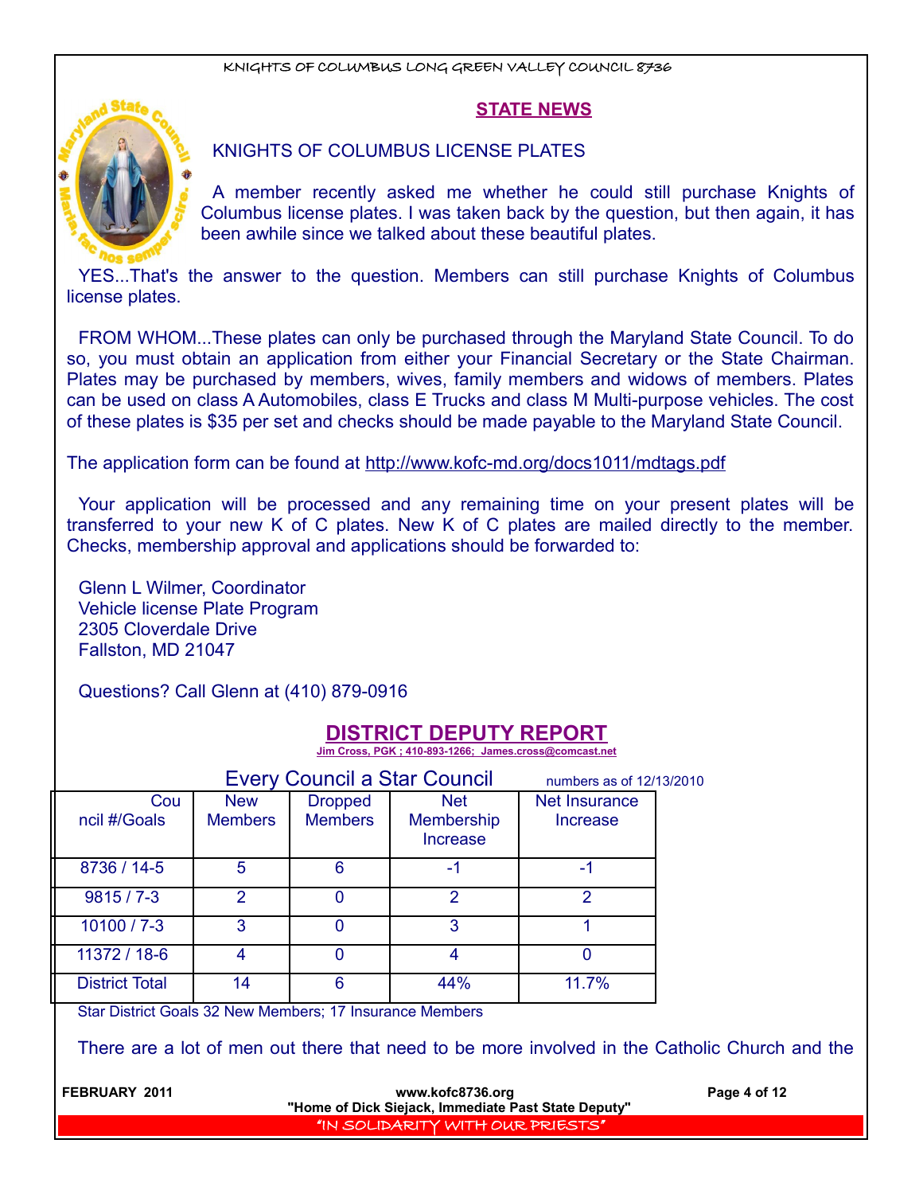## STATE NEWS

KNIGHTS OF COLUMBUS LICENSE PLATES

A member recently asked me whether he could still purchase Knights of Columbus license plates. I was taken back by the question, but then again, it has been awhile since we talked about these beautiful plates.

YES...That's the answer to the question. Members can still purchase Knights of Columbus license plates.

FROM WHOM...These plates can only be purchased through the Maryland State Council. To do so, you must obtain an application from either your Financial Secretary or the State Chairman. Plates may be purchased by members, wives, family members and widows of members. Plates can be used on class A Automobiles, class E Trucks and class M Multi-purpose vehicles. The cost of these plates is $35 per set and checks should be made payable to the Maryland State Council.

The application form can be found at http://www.kofc-md.org/docs1011/mdtags.pdf

Your application will be processed and any remaining time on your present plates will be transferred to your new K of C plates. New K of C plates are mailed directly to the member. Checks, membership approval and applications should be forwarded to:

Glenn L Wilmer, Coordinator
Vehicle license Plate Program
2305 Cloverdale Drive
Fallston, MD 21047

Questions? Call Glenn at (410) 879-0916

## DISTRICT DEPUTY REPORT

**Jim Cross, PGK ; 410-893-1266; James.cross@comcast.net**

Every Council a Star Council — numbers as of 12/13/2010

| Council #/Goals | New Members | Dropped Members | Net Membership Increase | Net Insurance Increase |
|---|---|---|---|---|
| 8736 / 14-5 | 5 | 6 | -1 | -1 |
| 9815 / 7-3 | 2 | 0 | 2 | 2 |
| 10100 / 7-3 | 3 | 0 | 3 | 1 |
| 11372 / 18-6 | 4 | 0 | 4 | 0 |
| District Total | 14 | 6 | 44% | 11.7% |

Star District Goals 32 New Members; 17 Insurance Members

There are a lot of men out there that need to be more involved in the Catholic Church and the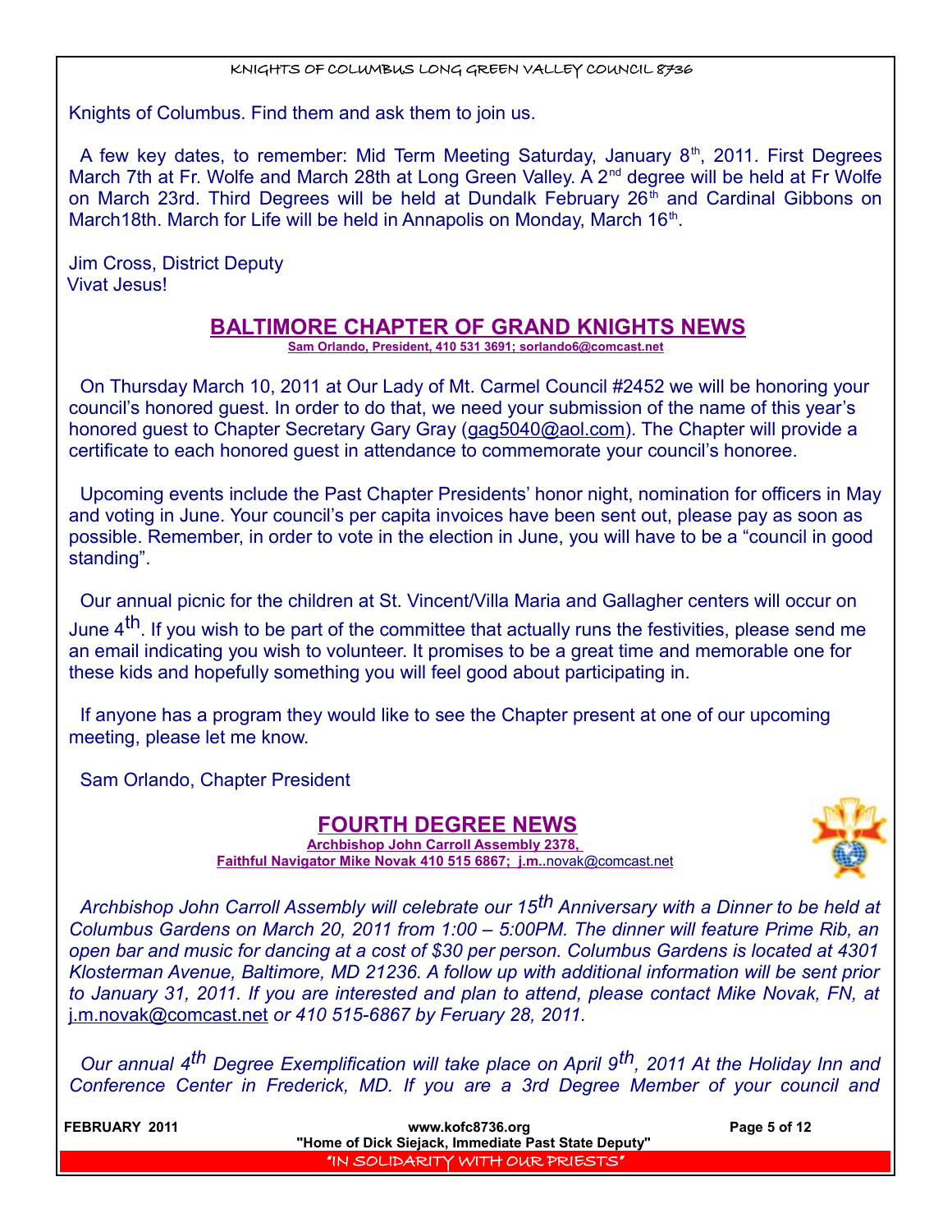Knights of Columbus. Find them and ask them to join us.

A few key dates, to remember: Mid Term Meeting Saturday, January 8th, 2011. First Degrees March 7th at Fr. Wolfe and March 28th at Long Green Valley. A 2nd degree will be held at Fr Wolfe on March 23rd. Third Degrees will be held at Dundalk February 26th and Cardinal Gibbons on March18th. March for Life will be held in Annapolis on Monday, March 16th.

Jim Cross, District Deputy
Vivat Jesus!

## BALTIMORE CHAPTER OF GRAND KNIGHTS NEWS

**Sam Orlando, President, 410 531 3691; sorlando6@comcast.net**

On Thursday March 10, 2011 at Our Lady of Mt. Carmel Council #2452 we will be honoring your council's honored guest. In order to do that, we need your submission of the name of this year's honored guest to Chapter Secretary Gary Gray (gag5040@aol.com). The Chapter will provide a certificate to each honored guest in attendance to commemorate your council's honoree.

Upcoming events include the Past Chapter Presidents' honor night, nomination for officers in May and voting in June. Your council's per capita invoices have been sent out, please pay as soon as possible. Remember, in order to vote in the election in June, you will have to be a "council in good standing".

Our annual picnic for the children at St. Vincent/Villa Maria and Gallagher centers will occur on June 4th. If you wish to be part of the committee that actually runs the festivities, please send me an email indicating you wish to volunteer. It promises to be a great time and memorable one for these kids and hopefully something you will feel good about participating in.

If anyone has a program they would like to see the Chapter present at one of our upcoming meeting, please let me know.

Sam Orlando, Chapter President

## FOURTH DEGREE NEWS

**Archbishop John Carroll Assembly 2378,**
**Faithful Navigator Mike Novak 410 515 6867; j.m..novak@comcast.net**

*Archbishop John Carroll Assembly will celebrate our 15th Anniversary with a Dinner to be held at Columbus Gardens on March 20, 2011 from 1:00 – 5:00PM. The dinner will feature Prime Rib, an open bar and music for dancing at a cost of $30 per person. Columbus Gardens is located at 4301 Klosterman Avenue, Baltimore, MD 21236. A follow up with additional information will be sent prior to January 31, 2011. If you are interested and plan to attend, please contact Mike Novak, FN, at j.m.novak@comcast.net or 410 515-6867 by Feruary 28, 2011.*

*Our annual 4th Degree Exemplification will take place on April 9th, 2011 At the Holiday Inn and Conference Center in Frederick, MD. If you are a 3rd Degree Member of your council and*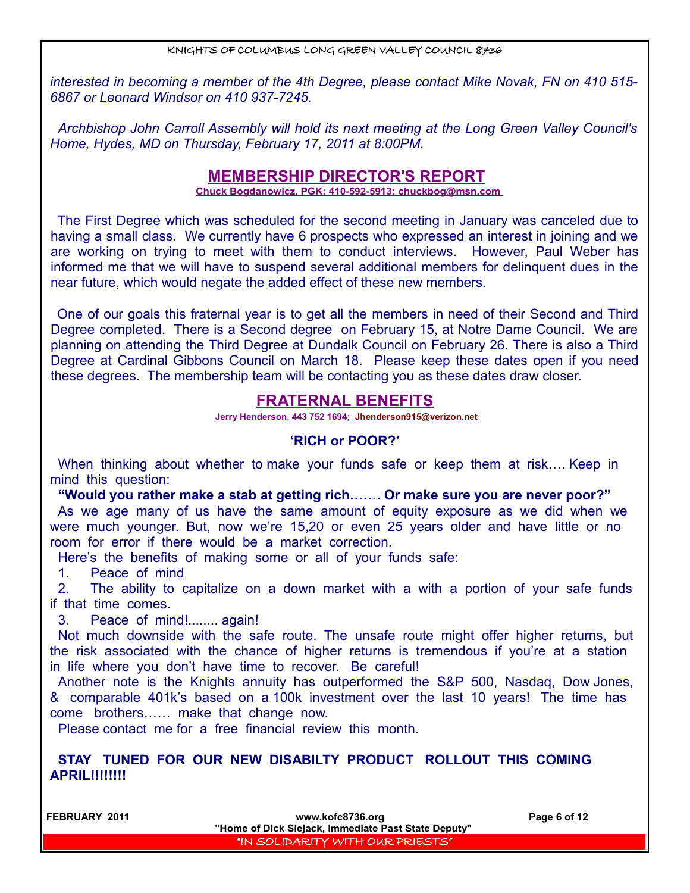*interested in becoming a member of the 4th Degree, please contact Mike Novak, FN on 410 515-6867 or Leonard Windsor on 410 937-7245.*

*Archbishop John Carroll Assembly will hold its next meeting at the Long Green Valley Council's Home, Hydes, MD on Thursday, February 17, 2011 at 8:00PM.*

## MEMBERSHIP DIRECTOR'S REPORT

**Chuck Bogdanowicz, PGK: 410-592-5913; chuckbog@msn.com**

The First Degree which was scheduled for the second meeting in January was canceled due to having a small class. We currently have 6 prospects who expressed an interest in joining and we are working on trying to meet with them to conduct interviews. However, Paul Weber has informed me that we will have to suspend several additional members for delinquent dues in the near future, which would negate the added effect of these new members.

One of our goals this fraternal year is to get all the members in need of their Second and Third Degree completed. There is a Second degree on February 15, at Notre Dame Council. We are planning on attending the Third Degree at Dundalk Council on February 26. There is also a Third Degree at Cardinal Gibbons Council on March 18. Please keep these dates open if you need these degrees. The membership team will be contacting you as these dates draw closer.

## FRATERNAL BENEFITS

**Jerry Henderson, 443 752 1694; Jhenderson915@verizon.net**

### 'RICH or POOR?'

When thinking about whether to make your funds safe or keep them at risk…. Keep in mind this question:

**"Would you rather make a stab at getting rich……. Or make sure you are never poor?"**

As we age many of us have the same amount of equity exposure as we did when we were much younger. But, now we're 15,20 or even 25 years older and have little or no room for error if there would be a market correction.

Here's the benefits of making some or all of your funds safe:

1. Peace of mind
2. The ability to capitalize on a down market with a with a portion of your safe funds if that time comes.
3. Peace of mind!........ again!

Not much downside with the safe route. The unsafe route might offer higher returns, but the risk associated with the chance of higher returns is tremendous if you're at a station in life where you don't have time to recover. Be careful!

Another note is the Knights annuity has outperformed the S&P 500, Nasdaq, Dow Jones, & comparable 401k's based on a 100k investment over the last 10 years! The time has come brothers…… make that change now.

Please contact me for a free financial review this month.

**STAY TUNED FOR OUR NEW DISABILTY PRODUCT ROLLOUT THIS COMING APRIL!!!!!!!!**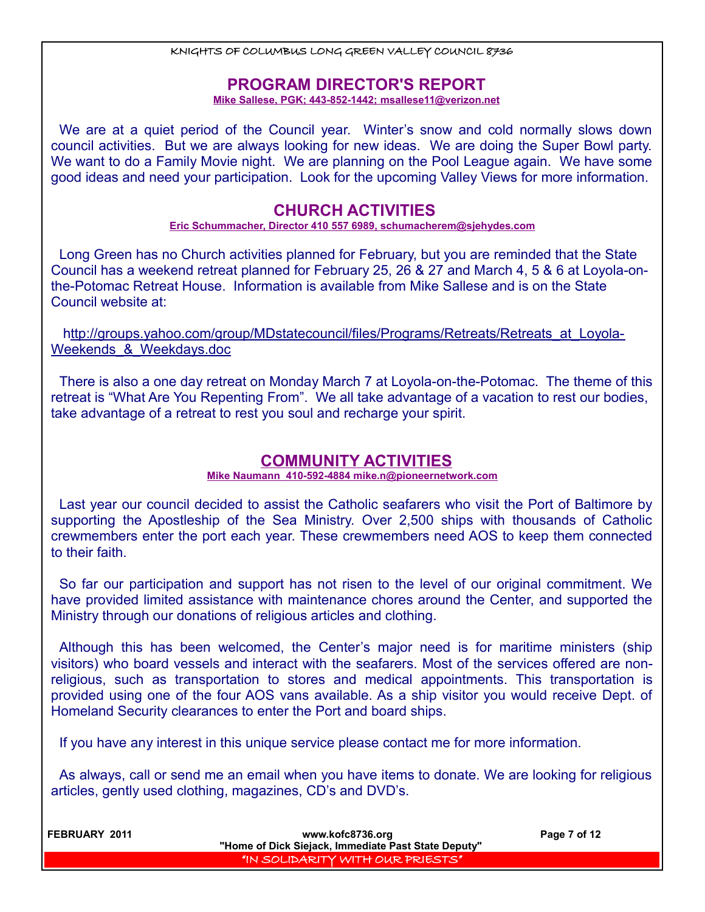## PROGRAM DIRECTOR'S REPORT

**Mike Sallese, PGK; 443-852-1442; msallese11@verizon.net**

We are at a quiet period of the Council year. Winter's snow and cold normally slows down council activities. But we are always looking for new ideas. We are doing the Super Bowl party. We want to do a Family Movie night. We are planning on the Pool League again. We have some good ideas and need your participation. Look for the upcoming Valley Views for more information.

## CHURCH ACTIVITIES

**Eric Schummacher, Director 410 557 6989, schumacherem@sjehydes.com**

Long Green has no Church activities planned for February, but you are reminded that the State Council has a weekend retreat planned for February 25, 26 & 27 and March 4, 5 & 6 at Loyola-on-the-Potomac Retreat House. Information is available from Mike Sallese and is on the State Council website at:

http://groups.yahoo.com/group/MDstatecouncil/files/Programs/Retreats/Retreats_at_Loyola-Weekends_&_Weekdays.doc

There is also a one day retreat on Monday March 7 at Loyola-on-the-Potomac. The theme of this retreat is "What Are You Repenting From". We all take advantage of a vacation to rest our bodies, take advantage of a retreat to rest you soul and recharge your spirit.

## COMMUNITY ACTIVITIES

**Mike Naumann 410-592-4884 mike.n@pioneernetwork.com**

Last year our council decided to assist the Catholic seafarers who visit the Port of Baltimore by supporting the Apostleship of the Sea Ministry. Over 2,500 ships with thousands of Catholic crewmembers enter the port each year. These crewmembers need AOS to keep them connected to their faith.

So far our participation and support has not risen to the level of our original commitment. We have provided limited assistance with maintenance chores around the Center, and supported the Ministry through our donations of religious articles and clothing.

Although this has been welcomed, the Center's major need is for maritime ministers (ship visitors) who board vessels and interact with the seafarers. Most of the services offered are non-religious, such as transportation to stores and medical appointments. This transportation is provided using one of the four AOS vans available. As a ship visitor you would receive Dept. of Homeland Security clearances to enter the Port and board ships.

If you have any interest in this unique service please contact me for more information.

As always, call or send me an email when you have items to donate. We are looking for religious articles, gently used clothing, magazines, CD's and DVD's.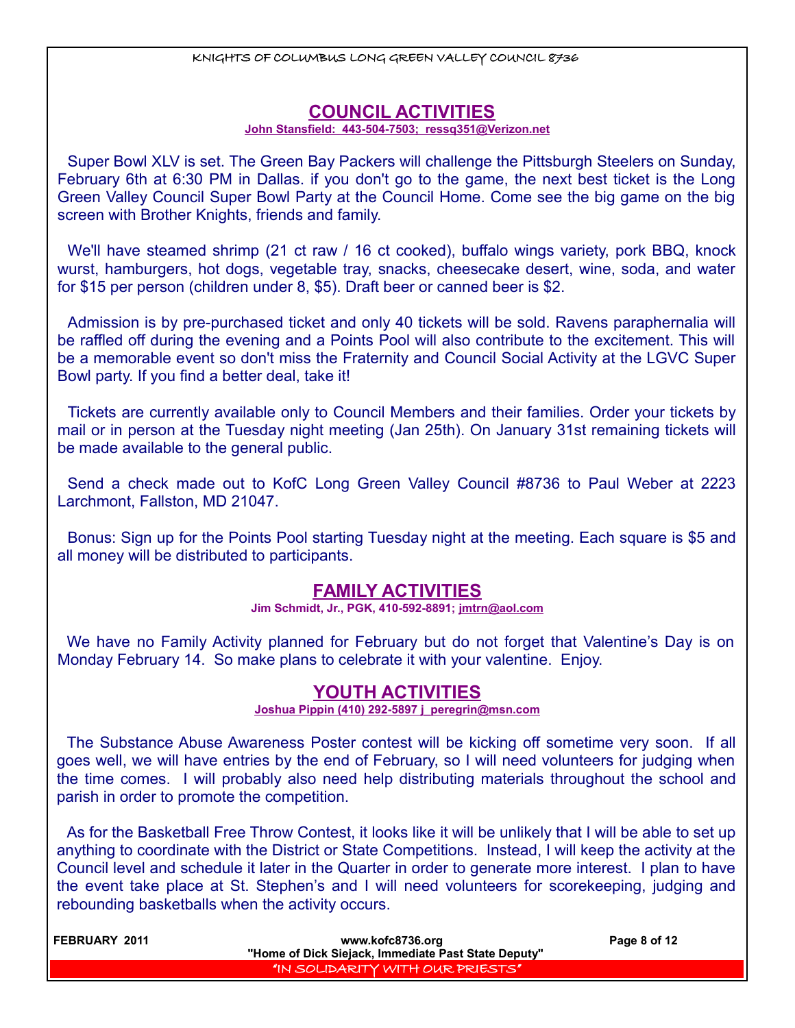## COUNCIL ACTIVITIES

**John Stansfield: 443-504-7503; ressq351@Verizon.net**

Super Bowl XLV is set. The Green Bay Packers will challenge the Pittsburgh Steelers on Sunday, February 6th at 6:30 PM in Dallas. if you don't go to the game, the next best ticket is the Long Green Valley Council Super Bowl Party at the Council Home. Come see the big game on the big screen with Brother Knights, friends and family.

We'll have steamed shrimp (21 ct raw / 16 ct cooked), buffalo wings variety, pork BBQ, knock wurst, hamburgers, hot dogs, vegetable tray, snacks, cheesecake desert, wine, soda, and water for $15 per person (children under 8, $5). Draft beer or canned beer is $2.

Admission is by pre-purchased ticket and only 40 tickets will be sold. Ravens paraphernalia will be raffled off during the evening and a Points Pool will also contribute to the excitement. This will be a memorable event so don't miss the Fraternity and Council Social Activity at the LGVC Super Bowl party. If you find a better deal, take it!

Tickets are currently available only to Council Members and their families. Order your tickets by mail or in person at the Tuesday night meeting (Jan 25th). On January 31st remaining tickets will be made available to the general public.

Send a check made out to KofC Long Green Valley Council #8736 to Paul Weber at 2223 Larchmont, Fallston, MD 21047.

Bonus: Sign up for the Points Pool starting Tuesday night at the meeting. Each square is $5 and all money will be distributed to participants.

## FAMILY ACTIVITIES

**Jim Schmidt, Jr., PGK, 410-592-8891; jmtrn@aol.com**

We have no Family Activity planned for February but do not forget that Valentine's Day is on Monday February 14. So make plans to celebrate it with your valentine. Enjoy.

## YOUTH ACTIVITIES

**Joshua Pippin (410) 292-5897 j_peregrin@msn.com**

The Substance Abuse Awareness Poster contest will be kicking off sometime very soon. If all goes well, we will have entries by the end of February, so I will need volunteers for judging when the time comes. I will probably also need help distributing materials throughout the school and parish in order to promote the competition.

As for the Basketball Free Throw Contest, it looks like it will be unlikely that I will be able to set up anything to coordinate with the District or State Competitions. Instead, I will keep the activity at the Council level and schedule it later in the Quarter in order to generate more interest. I plan to have the event take place at St. Stephen's and I will need volunteers for scorekeeping, judging and rebounding basketballs when the activity occurs.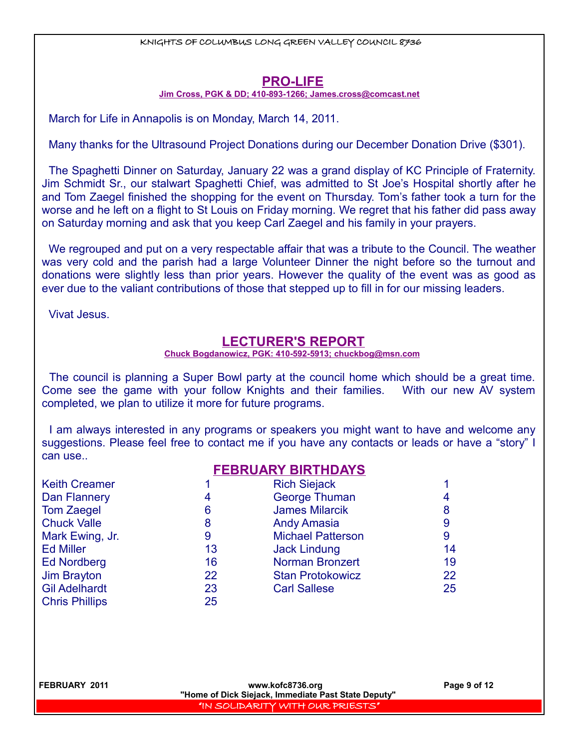## PRO-LIFE

**Jim Cross, PGK & DD; 410-893-1266; James.cross@comcast.net**

March for Life in Annapolis is on Monday, March 14, 2011.

Many thanks for the Ultrasound Project Donations during our December Donation Drive ($301).

The Spaghetti Dinner on Saturday, January 22 was a grand display of KC Principle of Fraternity. Jim Schmidt Sr., our stalwart Spaghetti Chief, was admitted to St Joe's Hospital shortly after he and Tom Zaegel finished the shopping for the event on Thursday. Tom's father took a turn for the worse and he left on a flight to St Louis on Friday morning. We regret that his father did pass away on Saturday morning and ask that you keep Carl Zaegel and his family in your prayers.

We regrouped and put on a very respectable affair that was a tribute to the Council. The weather was very cold and the parish had a large Volunteer Dinner the night before so the turnout and donations were slightly less than prior years. However the quality of the event was as good as ever due to the valiant contributions of those that stepped up to fill in for our missing leaders.

Vivat Jesus.

## LECTURER'S REPORT

**Chuck Bogdanowicz, PGK: 410-592-5913; chuckbog@msn.com**

The council is planning a Super Bowl party at the council home which should be a great time. Come see the game with your follow Knights and their families. With our new AV system completed, we plan to utilize it more for future programs.

I am always interested in any programs or speakers you might want to have and welcome any suggestions. Please feel free to contact me if you have any contacts or leads or have a "story" I can use..

## FEBRUARY BIRTHDAYS

| Name | Day | Name | Day |
|---|---|---|---|
| Keith Creamer | 1 | Rich Siejack | 1 |
| Dan Flannery | 4 | George Thuman | 4 |
| Tom Zaegel | 6 | James Milarcik | 8 |
| Chuck Valle | 8 | Andy Amasia | 9 |
| Mark Ewing, Jr. | 9 | Michael Patterson | 9 |
| Ed Miller | 13 | Jack Lindung | 14 |
| Ed Nordberg | 16 | Norman Bronzert | 19 |
| Jim Brayton | 22 | Stan Protokowicz | 22 |
| Gil Adelhardt | 23 | Carl Sallese | 25 |
| Chris Phillips | 25 | | |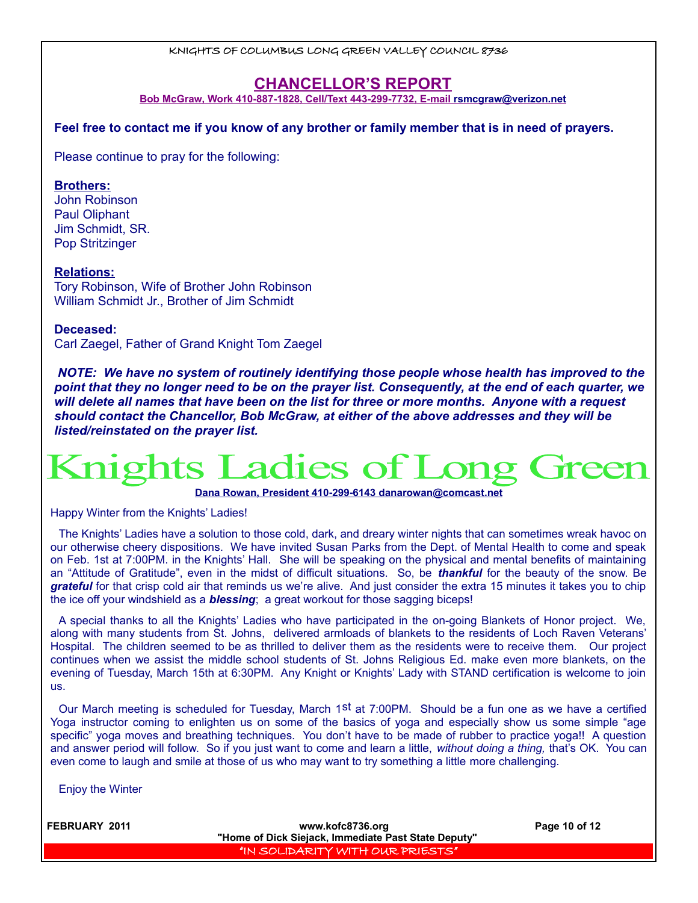## CHANCELLOR'S REPORT

Bob McGraw, Work 410-887-1828, Cell/Text 443-299-7732, E-mail rsmcgraw@verizon.net

**Feel free to contact me if you know of any brother or family member that is in need of prayers.**

Please continue to pray for the following:

**Brothers:**
John Robinson
Paul Oliphant
Jim Schmidt, SR.
Pop Stritzinger

**Relations:**
Tory Robinson, Wife of Brother John Robinson
William Schmidt Jr., Brother of Jim Schmidt

**Deceased:**
Carl Zaegel, Father of Grand Knight Tom Zaegel

***NOTE: We have no system of routinely identifying those people whose health has improved to the point that they no longer need to be on the prayer list. Consequently, at the end of each quarter, we will delete all names that have been on the list for three or more months. Anyone with a request should contact the Chancellor, Bob McGraw, at either of the above addresses and they will be listed/reinstated on the prayer list.***

# Knights Ladies of Long Green

Dana Rowan, President 410-299-6143 danarowan@comcast.net

Happy Winter from the Knights' Ladies!

The Knights' Ladies have a solution to those cold, dark, and dreary winter nights that can sometimes wreak havoc on our otherwise cheery dispositions. We have invited Susan Parks from the Dept. of Mental Health to come and speak on Feb. 1st at 7:00PM. in the Knights' Hall. She will be speaking on the physical and mental benefits of maintaining an "Attitude of Gratitude", even in the midst of difficult situations. So, be ***thankful*** for the beauty of the snow. Be ***grateful*** for that crisp cold air that reminds us we're alive. And just consider the extra 15 minutes it takes you to chip the ice off your windshield as a ***blessing***; a great workout for those sagging biceps!

A special thanks to all the Knights' Ladies who have participated in the on-going Blankets of Honor project. We, along with many students from St. Johns, delivered armloads of blankets to the residents of Loch Raven Veterans' Hospital. The children seemed to be as thrilled to deliver them as the residents were to receive them. Our project continues when we assist the middle school students of St. Johns Religious Ed. make even more blankets, on the evening of Tuesday, March 15th at 6:30PM. Any Knight or Knights' Lady with STAND certification is welcome to join us.

Our March meeting is scheduled for Tuesday, March 1st at 7:00PM. Should be a fun one as we have a certified Yoga instructor coming to enlighten us on some of the basics of yoga and especially show us some simple "age specific" yoga moves and breathing techniques. You don't have to be made of rubber to practice yoga!! A question and answer period will follow. So if you just want to come and learn a little, *without doing a thing,* that's OK. You can even come to laugh and smile at those of us who may want to try something a little more challenging.

Enjoy the Winter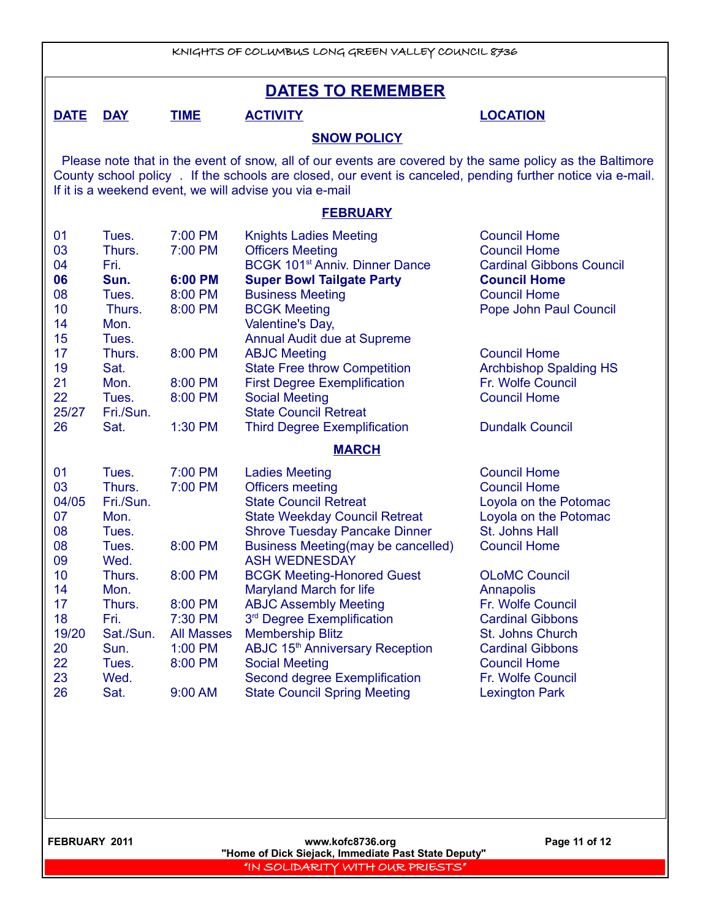# DATES TO REMEMBER

| DATE | DAY | TIME | ACTIVITY | LOCATION |
|---|---|---|---|---|

## SNOW POLICY

Please note that in the event of snow, all of our events are covered by the same policy as the Baltimore County school policy . If the schools are closed, our event is canceled, pending further notice via e-mail. If it is a weekend event, we will advise you via e-mail

## FEBRUARY

| DATE | DAY | TIME | ACTIVITY | LOCATION |
|---|---|---|---|---|
| 01 | Tues. | 7:00 PM | Knights Ladies Meeting | Council Home |
| 03 | Thurs. | 7:00 PM | Officers Meeting | Council Home |
| 04 | Fri. | | BCGK 101st Anniv. Dinner Dance | Cardinal Gibbons Council |
| **06** | **Sun.** | **6:00 PM** | **Super Bowl Tailgate Party** | **Council Home** |
| 08 | Tues. | 8:00 PM | Business Meeting | Council Home |
| 10 | Thurs. | 8:00 PM | BCGK Meeting | Pope John Paul Council |
| 14 | Mon. | | Valentine's Day, | |
| 15 | Tues. | | Annual Audit due at Supreme | |
| 17 | Thurs. | 8:00 PM | ABJC Meeting | Council Home |
| 19 | Sat. | | State Free throw Competition | Archbishop Spalding HS |
| 21 | Mon. | 8:00 PM | First Degree Exemplification | Fr. Wolfe Council |
| 22 | Tues. | 8:00 PM | Social Meeting | Council Home |
| 25/27 | Fri./Sun. | | State Council Retreat | |
| 26 | Sat. | 1:30 PM | Third Degree Exemplification | Dundalk Council |

## MARCH

| DATE | DAY | TIME | ACTIVITY | LOCATION |
|---|---|---|---|---|
| 01 | Tues. | 7:00 PM | Ladies Meeting | Council Home |
| 03 | Thurs. | 7:00 PM | Officers meeting | Council Home |
| 04/05 | Fri./Sun. | | State Council Retreat | Loyola on the Potomac |
| 07 | Mon. | | State Weekday Council Retreat | Loyola on the Potomac |
| 08 | Tues. | | Shrove Tuesday Pancake Dinner | St. Johns Hall |
| 08 | Tues. | 8:00 PM | Business Meeting(may be cancelled) | Council Home |
| 09 | Wed. | | ASH WEDNESDAY | |
| 10 | Thurs. | 8:00 PM | BCGK Meeting-Honored Guest | OLoMC Council |
| 14 | Mon. | | Maryland March for life | Annapolis |
| 17 | Thurs. | 8:00 PM | ABJC Assembly Meeting | Fr. Wolfe Council |
| 18 | Fri. | 7:30 PM | 3rd Degree Exemplification | Cardinal Gibbons |
| 19/20 | Sat./Sun. | All Masses | Membership Blitz | St. Johns Church |
| 20 | Sun. | 1:00 PM | ABJC 15th Anniversary Reception | Cardinal Gibbons |
| 22 | Tues. | 8:00 PM | Social Meeting | Council Home |
| 23 | Wed. | | Second degree Exemplification | Fr. Wolfe Council |
| 26 | Sat. | 9:00 AM | State Council Spring Meeting | Lexington Park |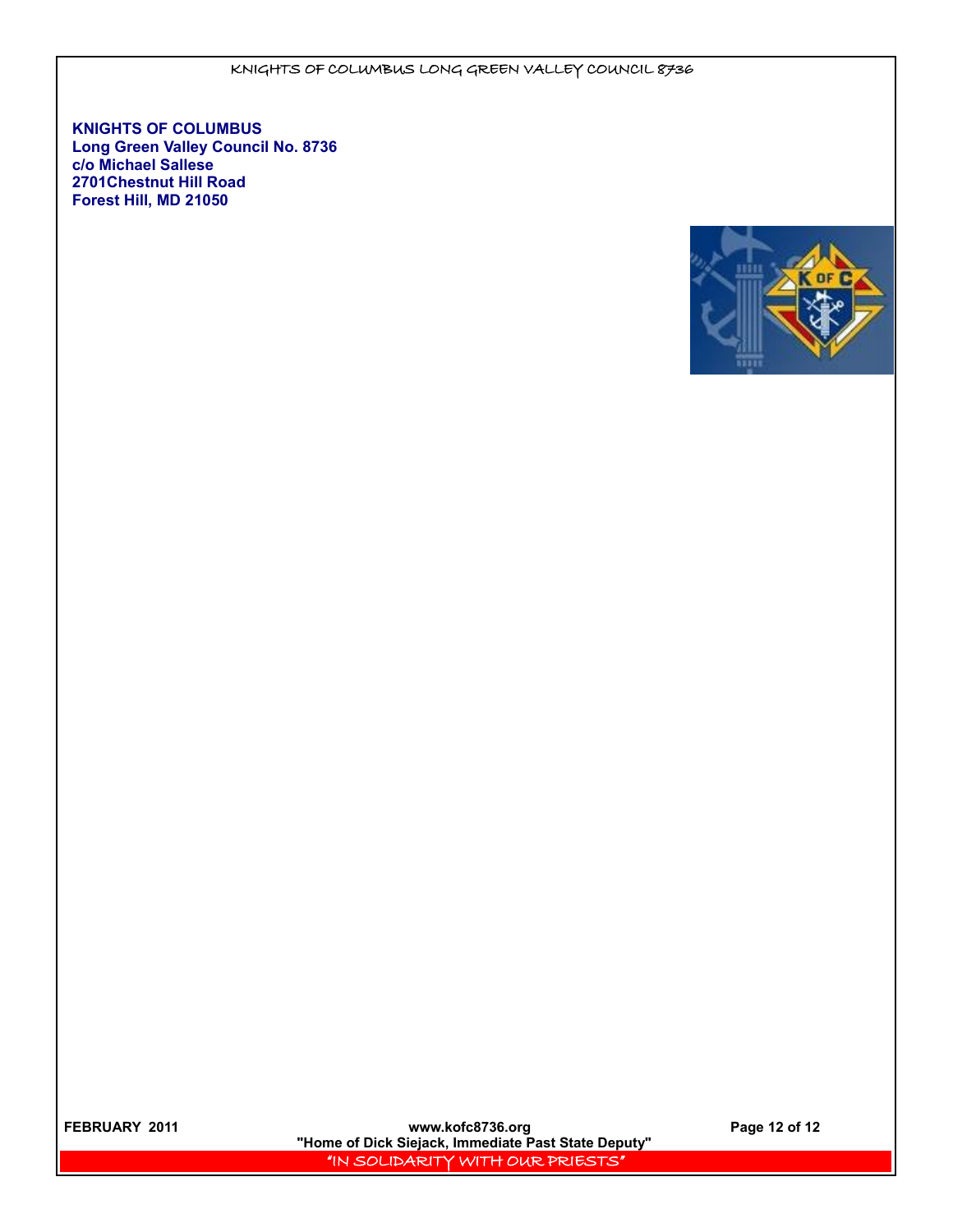**KNIGHTS OF COLUMBUS**
**Long Green Valley Council No. 8736**
**c/o Michael Sallese**
**2701Chestnut Hill Road**
**Forest Hill, MD 21050**